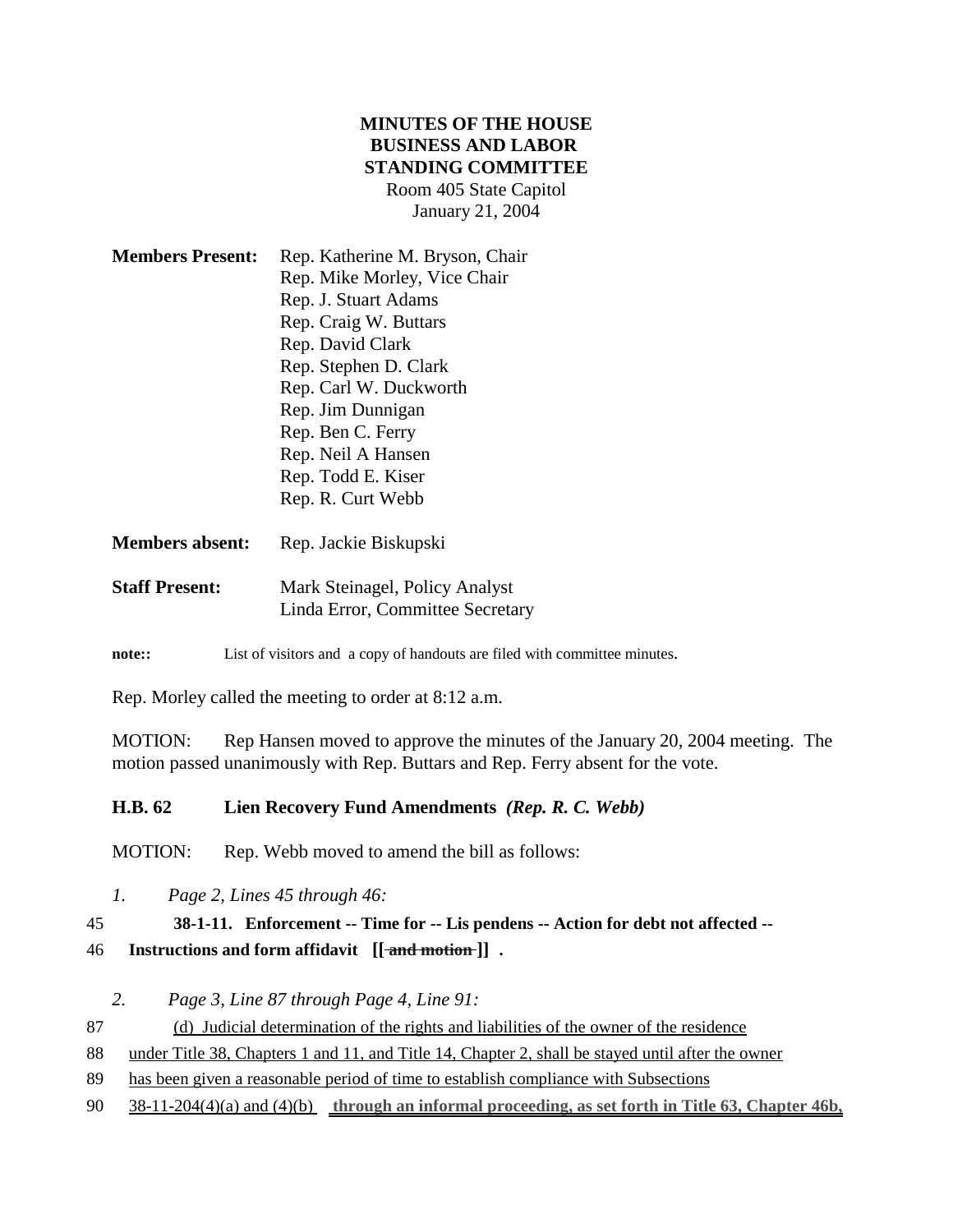**MINUTES OF THE HOUSE BUSINESS AND LABOR STANDING COMMITTEE**
Room 405 State Capitol
January 21, 2004

| | |
|---|---|
| **Members Present:** | Rep. Katherine M. Bryson, Chair<br>Rep. Mike Morley, Vice Chair<br>Rep. J. Stuart Adams<br>Rep. Craig W. Buttars<br>Rep. David Clark<br>Rep. Stephen D. Clark<br>Rep. Carl W. Duckworth<br>Rep. Jim Dunnigan<br>Rep. Ben C. Ferry<br>Rep. Neil A Hansen<br>Rep. Todd E. Kiser<br>Rep. R. Curt Webb |
| **Members absent:** | Rep. Jackie Biskupski |
| **Staff Present:** | Mark Steinagel, Policy Analyst<br>Linda Error, Committee Secretary |

**note::** List of visitors and a copy of handouts are filed with committee minutes.

Rep. Morley called the meeting to order at 8:12 a.m.

MOTION: Rep Hansen moved to approve the minutes of the January 20, 2004 meeting. The motion passed unanimously with Rep. Buttars and Rep. Ferry absent for the vote.

**H.B. 62 Lien Recovery Fund Amendments** ***(Rep. R. C. Webb)***

MOTION: Rep. Webb moved to amend the bill as follows:

*1. Page 2, Lines 45 through 46:*

45 **38-1-11. Enforcement -- Time for -- Lis pendens -- Action for debt not affected --**
46 **Instructions and form affidavit [[ ~~and motion~~ ]] .**

*2. Page 3, Line 87 through Page 4, Line 91:*

87 <u>(d) Judicial determination of the rights and liabilities of the owner of the residence</u>
88 <u>under Title 38, Chapters 1 and 11, and Title 14, Chapter 2, shall be stayed until after the owner</u>
89 <u>has been given a reasonable period of time to establish compliance with Subsections</u>
90 <u>38-11-204(4)(a) and (4)(b)</u> <u>**through an informal proceeding, as set forth in Title 63, Chapter 46b,**</u>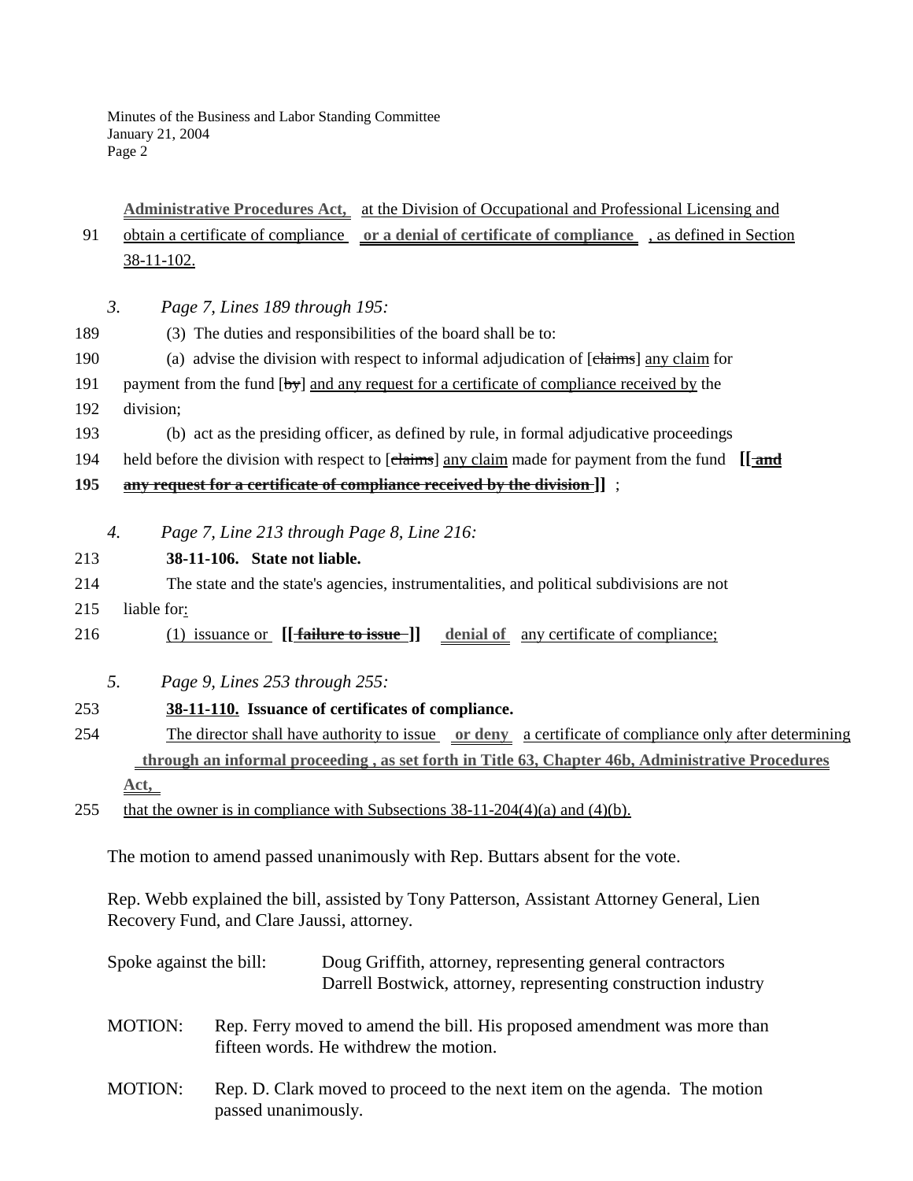Administrative Procedures Act, at the Division of Occupational and Professional Licensing and

91 obtain a certificate of compliance **or a denial of certificate of compliance** , as defined in Section 38-11-102.

*3. Page 7, Lines 189 through 195:*

189 (3) The duties and responsibilities of the board shall be to:

190 (a) advise the division with respect to informal adjudication of [~~claims~~] any claim for

191 payment from the fund [~~by~~] and any request for a certificate of compliance received by the

192 division;

193 (b) act as the presiding officer, as defined by rule, in formal adjudicative proceedings

194 held before the division with respect to [~~claims~~] any claim made for payment from the fund **[[ ~~and~~**

**195** **~~any request for a certificate of compliance received by the division~~ ]]** ;

*4. Page 7, Line 213 through Page 8, Line 216:*

213 **38-11-106. State not liable.**

214 The state and the state's agencies, instrumentalities, and political subdivisions are not

215 liable for:

216 (1) issuance or **[[ ~~failure to issue~~ ]]** **denial of** any certificate of compliance;

*5. Page 9, Lines 253 through 255:*

253 **38-11-110. Issuance of certificates of compliance.**

254 The director shall have authority to issue **or deny** a certificate of compliance only after determining **through an informal proceeding , as set forth in Title 63, Chapter 46b, Administrative Procedures Act,**

255 that the owner is in compliance with Subsections 38-11-204(4)(a) and (4)(b).

The motion to amend passed unanimously with Rep. Buttars absent for the vote.

Rep. Webb explained the bill, assisted by Tony Patterson, Assistant Attorney General, Lien Recovery Fund, and Clare Jaussi, attorney.

Spoke against the bill: Doug Griffith, attorney, representing general contractors
Darrell Bostwick, attorney, representing construction industry

MOTION: Rep. Ferry moved to amend the bill. His proposed amendment was more than fifteen words. He withdrew the motion.

MOTION: Rep. D. Clark moved to proceed to the next item on the agenda. The motion passed unanimously.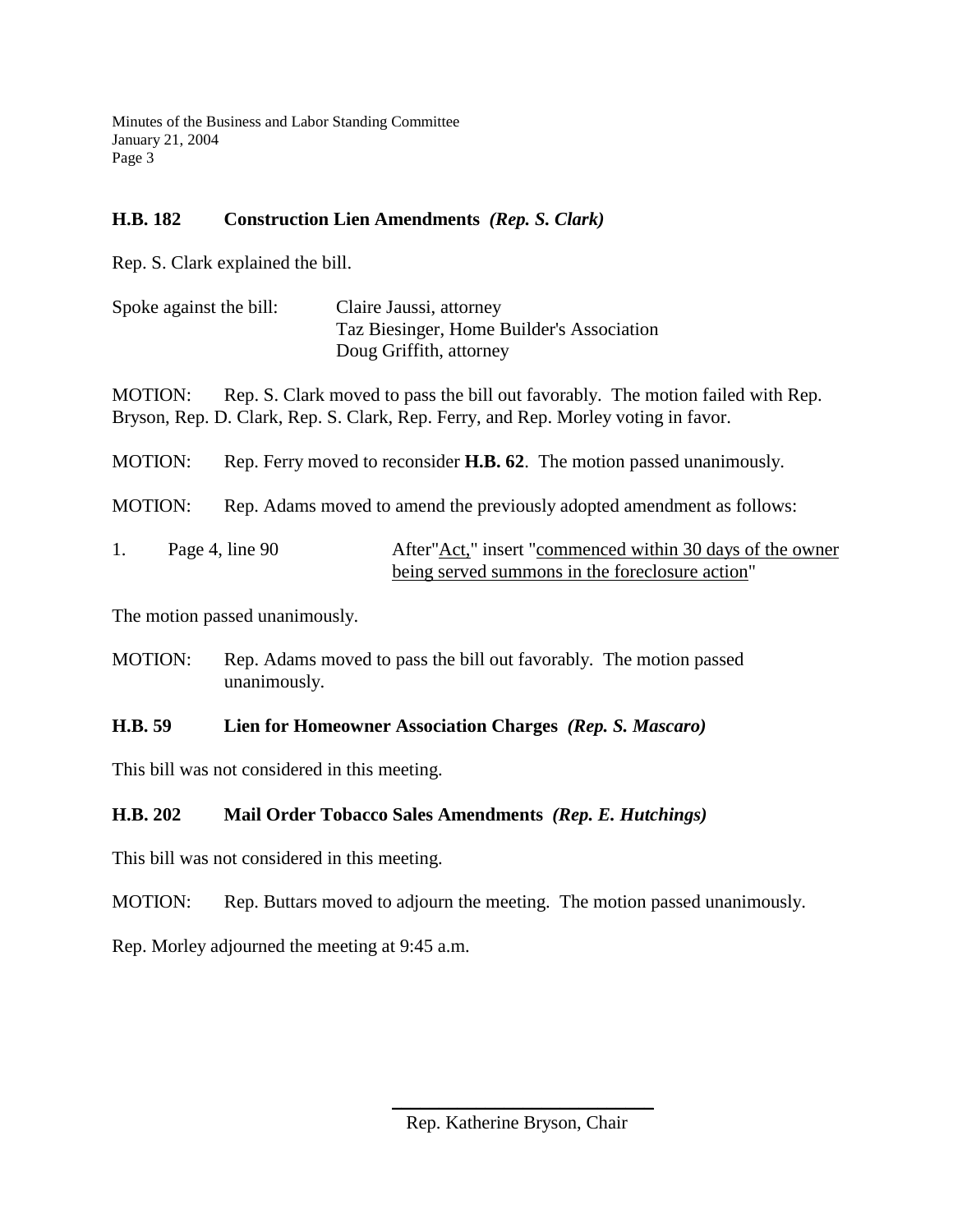**H.B. 182 Construction Lien Amendments** ***(Rep. S. Clark)***

Rep. S. Clark explained the bill.

Spoke against the bill: Claire Jaussi, attorney
Taz Biesinger, Home Builder's Association
Doug Griffith, attorney

MOTION: Rep. S. Clark moved to pass the bill out favorably. The motion failed with Rep. Bryson, Rep. D. Clark, Rep. S. Clark, Rep. Ferry, and Rep. Morley voting in favor.

MOTION: Rep. Ferry moved to reconsider **H.B. 62**. The motion passed unanimously.

MOTION: Rep. Adams moved to amend the previously adopted amendment as follows:

1. Page 4, line 90 After"<u>Act,</u>" insert "<u>commenced within 30 days of the owner being served summons in the foreclosure action</u>"

The motion passed unanimously.

MOTION: Rep. Adams moved to pass the bill out favorably. The motion passed unanimously.

**H.B. 59 Lien for Homeowner Association Charges** ***(Rep. S. Mascaro)***

This bill was not considered in this meeting.

**H.B. 202 Mail Order Tobacco Sales Amendments** ***(Rep. E. Hutchings)***

This bill was not considered in this meeting.

MOTION: Rep. Buttars moved to adjourn the meeting. The motion passed unanimously.

Rep. Morley adjourned the meeting at 9:45 a.m.

Rep. Katherine Bryson, Chair